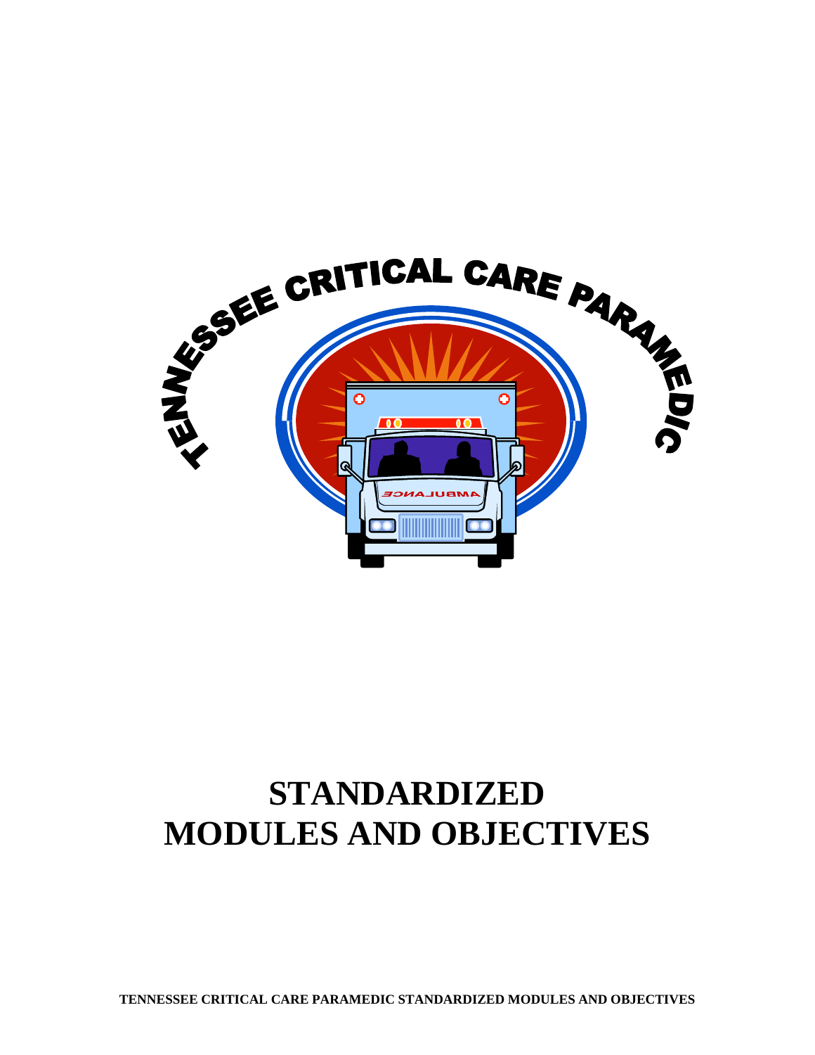TENNESSEE CRITICAL CARE PARAMEDIC

# STANDARDIZED MODULES AND OBJECTIVES

TENNESSEE CRITICAL CARE PARAMEDIC STANDARDIZED MODULES AND OBJECTIVES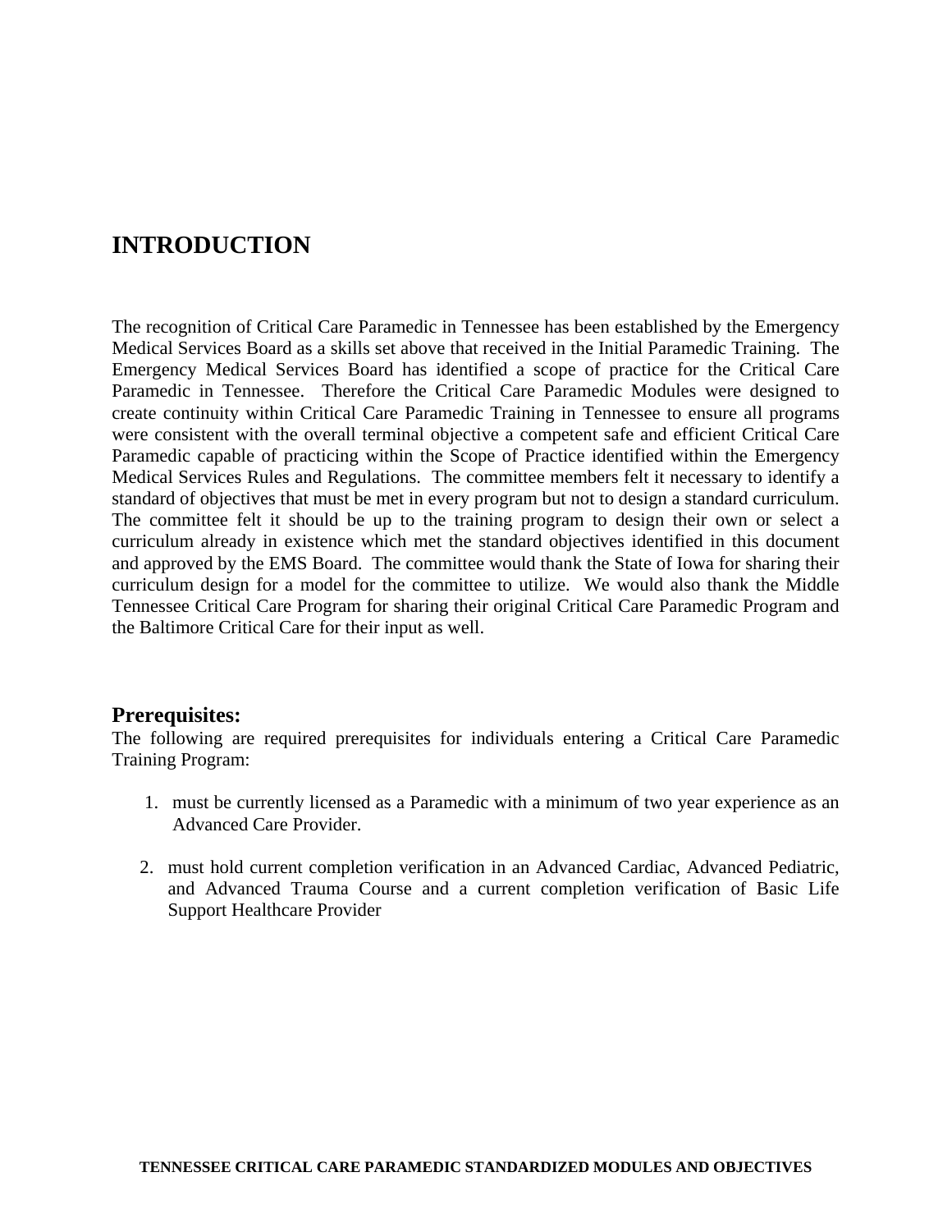# INTRODUCTION

The recognition of Critical Care Paramedic in Tennessee has been established by the Emergency Medical Services Board as a skills set above that received in the Initial Paramedic Training. The Emergency Medical Services Board has identified a scope of practice for the Critical Care Paramedic in Tennessee. Therefore the Critical Care Paramedic Modules were designed to create continuity within Critical Care Paramedic Training in Tennessee to ensure all programs were consistent with the overall terminal objective a competent safe and efficient Critical Care Paramedic capable of practicing within the Scope of Practice identified within the Emergency Medical Services Rules and Regulations. The committee members felt it necessary to identify a standard of objectives that must be met in every program but not to design a standard curriculum. The committee felt it should be up to the training program to design their own or select a curriculum already in existence which met the standard objectives identified in this document and approved by the EMS Board. The committee would thank the State of Iowa for sharing their curriculum design for a model for the committee to utilize. We would also thank the Middle Tennessee Critical Care Program for sharing their original Critical Care Paramedic Program and the Baltimore Critical Care for their input as well.

## Prerequisites:

The following are required prerequisites for individuals entering a Critical Care Paramedic Training Program:

1. must be currently licensed as a Paramedic with a minimum of two year experience as an Advanced Care Provider.

2. must hold current completion verification in an Advanced Cardiac, Advanced Pediatric, and Advanced Trauma Course and a current completion verification of Basic Life Support Healthcare Provider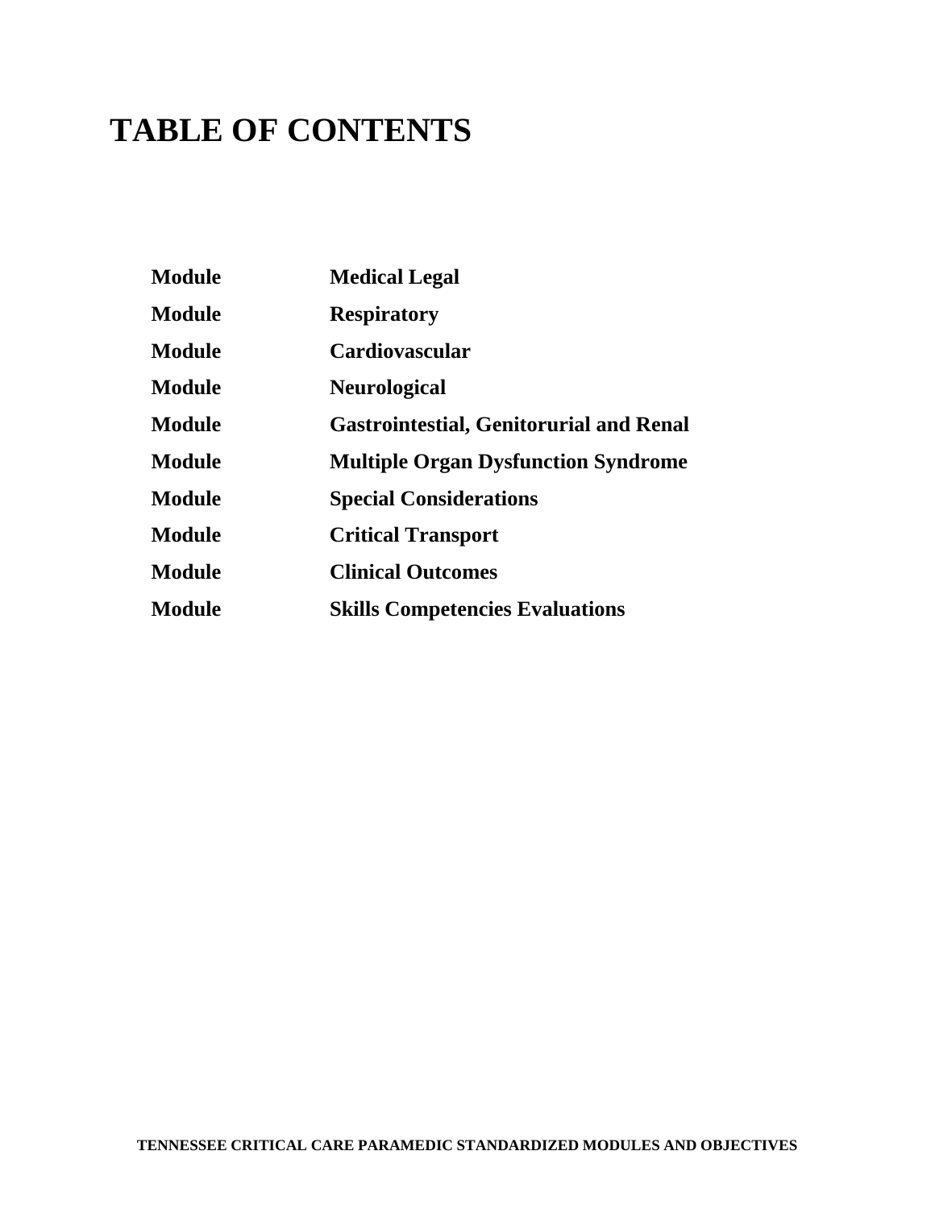# TABLE OF CONTENTS

| | |
|---|---|
| **Module** | **Medical Legal** |
| **Module** | **Respiratory** |
| **Module** | **Cardiovascular** |
| **Module** | **Neurological** |
| **Module** | **Gastrointestial, Genitorurial and Renal** |
| **Module** | **Multiple Organ Dysfunction Syndrome** |
| **Module** | **Special Considerations** |
| **Module** | **Critical Transport** |
| **Module** | **Clinical Outcomes** |
| **Module** | **Skills Competencies Evaluations** |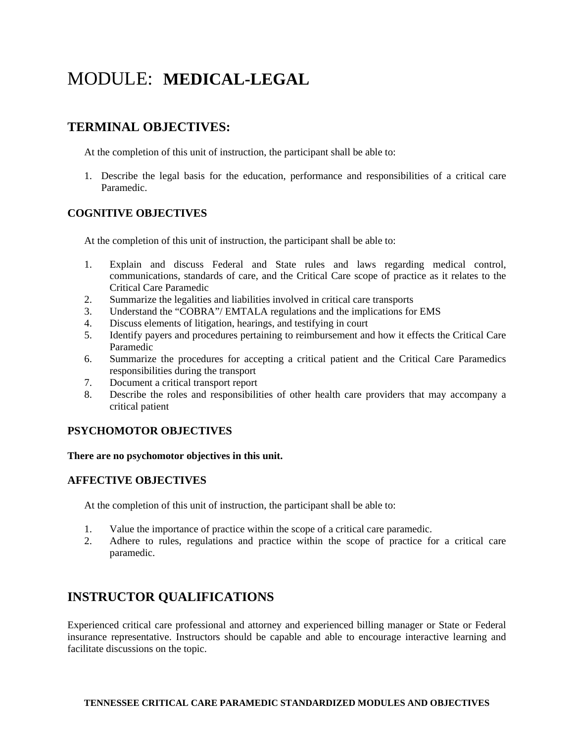# MODULE: **MEDICAL-LEGAL**

## TERMINAL OBJECTIVES:

At the completion of this unit of instruction, the participant shall be able to:

1. Describe the legal basis for the education, performance and responsibilities of a critical care Paramedic.

### COGNITIVE OBJECTIVES

At the completion of this unit of instruction, the participant shall be able to:

1. Explain and discuss Federal and State rules and laws regarding medical control, communications, standards of care, and the Critical Care scope of practice as it relates to the Critical Care Paramedic
2. Summarize the legalities and liabilities involved in critical care transports
3. Understand the "COBRA"/ EMTALA regulations and the implications for EMS
4. Discuss elements of litigation, hearings, and testifying in court
5. Identify payers and procedures pertaining to reimbursement and how it effects the Critical Care Paramedic
6. Summarize the procedures for accepting a critical patient and the Critical Care Paramedics responsibilities during the transport
7. Document a critical transport report
8. Describe the roles and responsibilities of other health care providers that may accompany a critical patient

### PSYCHOMOTOR OBJECTIVES

**There are no psychomotor objectives in this unit.**

### AFFECTIVE OBJECTIVES

At the completion of this unit of instruction, the participant shall be able to:

1. Value the importance of practice within the scope of a critical care paramedic.
2. Adhere to rules, regulations and practice within the scope of practice for a critical care paramedic.

## INSTRUCTOR QUALIFICATIONS

Experienced critical care professional and attorney and experienced billing manager or State or Federal insurance representative. Instructors should be capable and able to encourage interactive learning and facilitate discussions on the topic.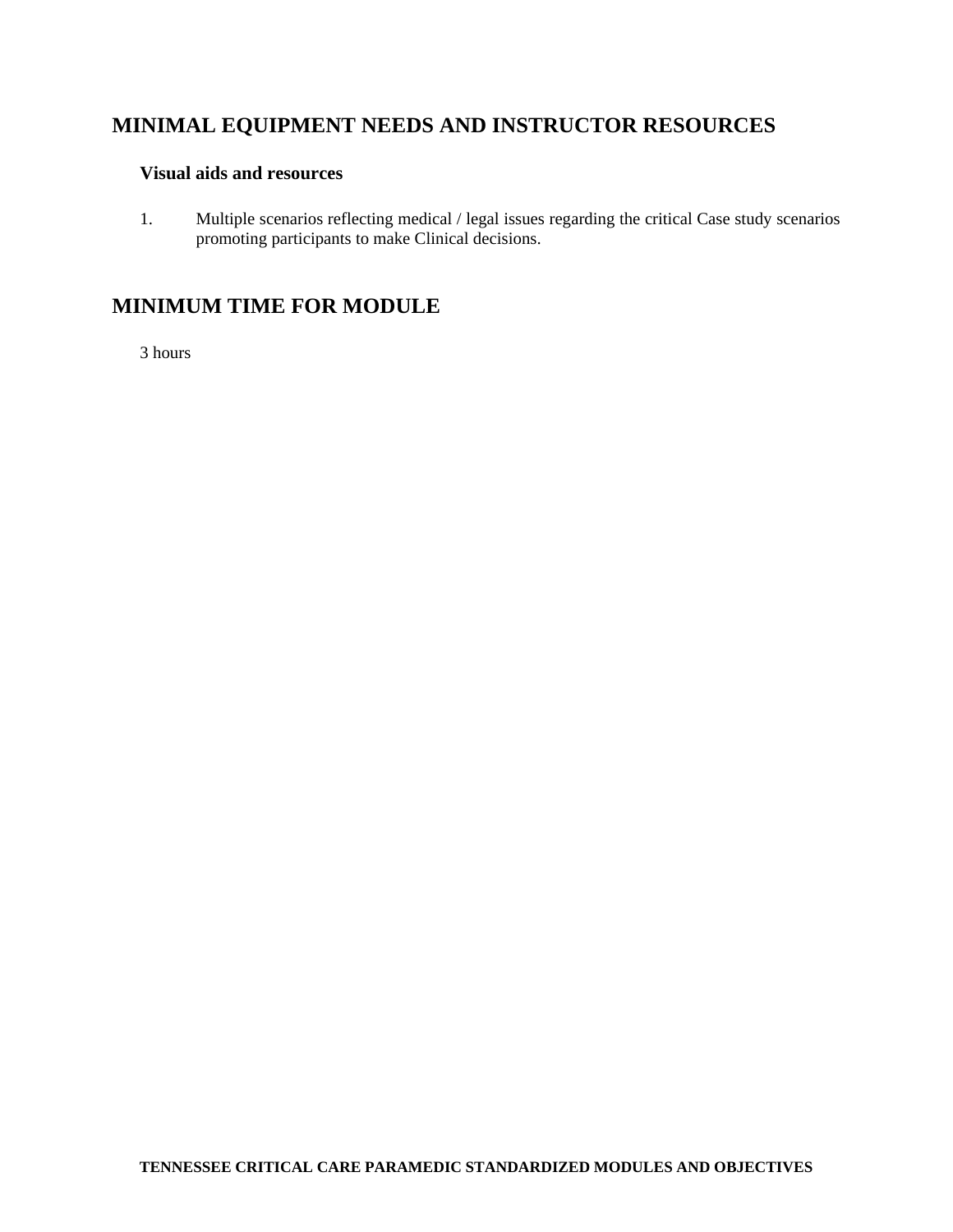## MINIMAL EQUIPMENT NEEDS AND INSTRUCTOR RESOURCES

### Visual aids and resources

1. Multiple scenarios reflecting medical / legal issues regarding the critical Case study scenarios promoting participants to make Clinical decisions.

## MINIMUM TIME FOR MODULE

3 hours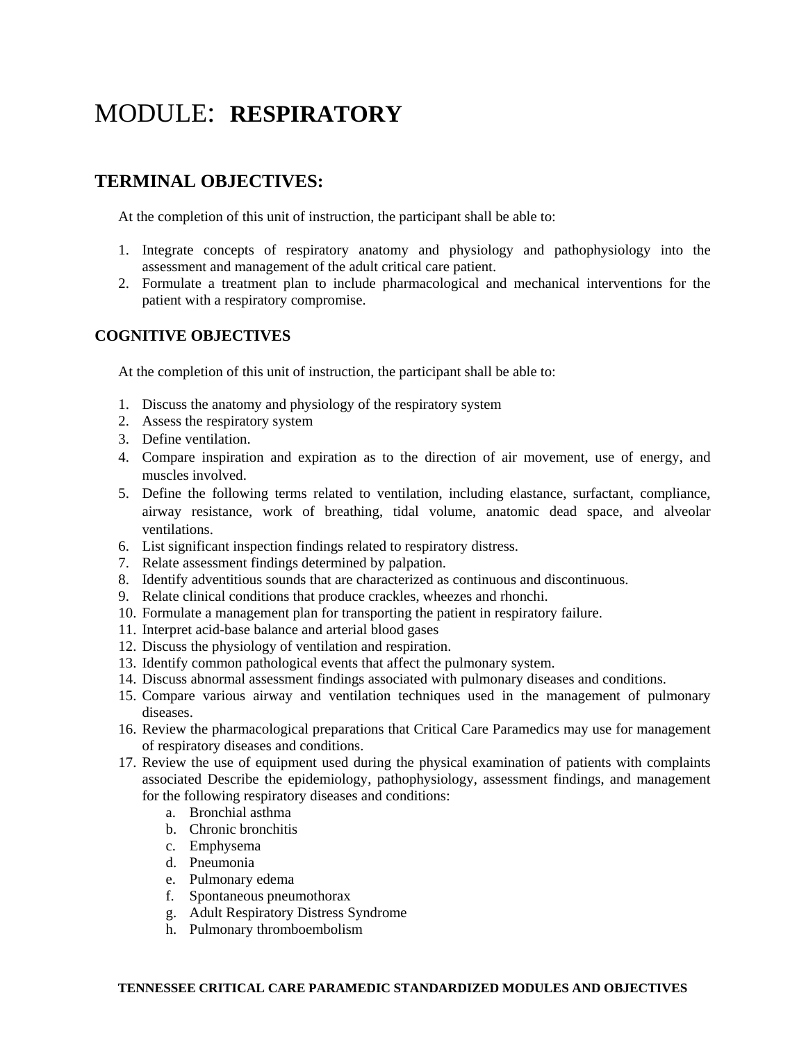# MODULE: **RESPIRATORY**

## TERMINAL OBJECTIVES:

At the completion of this unit of instruction, the participant shall be able to:

1. Integrate concepts of respiratory anatomy and physiology and pathophysiology into the assessment and management of the adult critical care patient.
2. Formulate a treatment plan to include pharmacological and mechanical interventions for the patient with a respiratory compromise.

### COGNITIVE OBJECTIVES

At the completion of this unit of instruction, the participant shall be able to:

1. Discuss the anatomy and physiology of the respiratory system
2. Assess the respiratory system
3. Define ventilation.
4. Compare inspiration and expiration as to the direction of air movement, use of energy, and muscles involved.
5. Define the following terms related to ventilation, including elastance, surfactant, compliance, airway resistance, work of breathing, tidal volume, anatomic dead space, and alveolar ventilations.
6. List significant inspection findings related to respiratory distress.
7. Relate assessment findings determined by palpation.
8. Identify adventitious sounds that are characterized as continuous and discontinuous.
9. Relate clinical conditions that produce crackles, wheezes and rhonchi.
10. Formulate a management plan for transporting the patient in respiratory failure.
11. Interpret acid-base balance and arterial blood gases
12. Discuss the physiology of ventilation and respiration.
13. Identify common pathological events that affect the pulmonary system.
14. Discuss abnormal assessment findings associated with pulmonary diseases and conditions.
15. Compare various airway and ventilation techniques used in the management of pulmonary diseases.
16. Review the pharmacological preparations that Critical Care Paramedics may use for management of respiratory diseases and conditions.
17. Review the use of equipment used during the physical examination of patients with complaints associated Describe the epidemiology, pathophysiology, assessment findings, and management for the following respiratory diseases and conditions:
    a. Bronchial asthma
    b. Chronic bronchitis
    c. Emphysema
    d. Pneumonia
    e. Pulmonary edema
    f. Spontaneous pneumothorax
    g. Adult Respiratory Distress Syndrome
    h. Pulmonary thromboembolism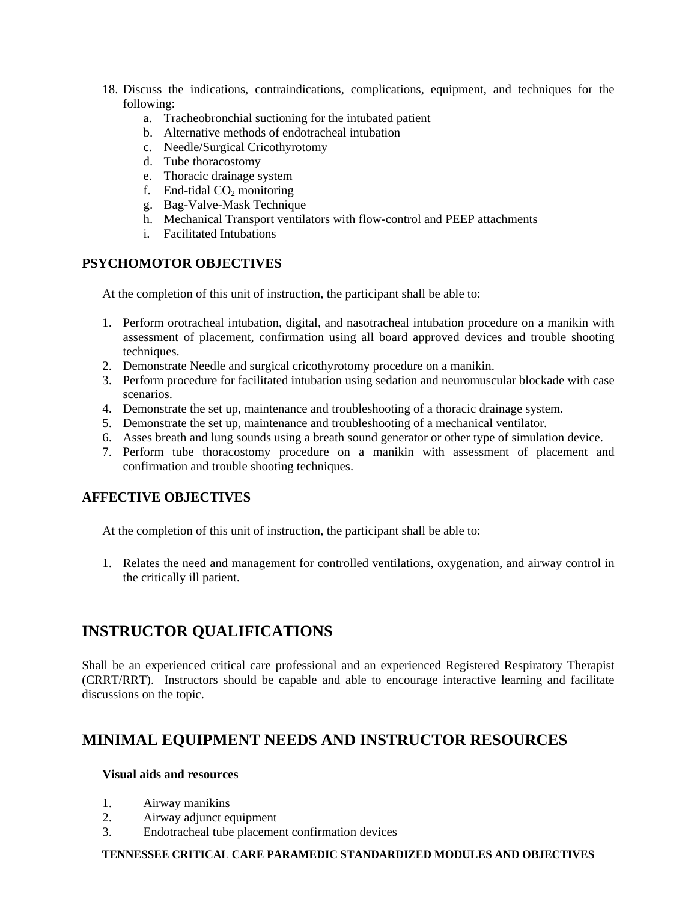18. Discuss the indications, contraindications, complications, equipment, and techniques for the following:
    a. Tracheobronchial suctioning for the intubated patient
    b. Alternative methods of endotracheal intubation
    c. Needle/Surgical Cricothyrotomy
    d. Tube thoracostomy
    e. Thoracic drainage system
    f. End-tidal $CO_2$ monitoring
    g. Bag-Valve-Mask Technique
    h. Mechanical Transport ventilators with flow-control and PEEP attachments
    i. Facilitated Intubations

### PSYCHOMOTOR OBJECTIVES

At the completion of this unit of instruction, the participant shall be able to:

1. Perform orotracheal intubation, digital, and nasotracheal intubation procedure on a manikin with assessment of placement, confirmation using all board approved devices and trouble shooting techniques.
2. Demonstrate Needle and surgical cricothyrotomy procedure on a manikin.
3. Perform procedure for facilitated intubation using sedation and neuromuscular blockade with case scenarios.
4. Demonstrate the set up, maintenance and troubleshooting of a thoracic drainage system.
5. Demonstrate the set up, maintenance and troubleshooting of a mechanical ventilator.
6. Asses breath and lung sounds using a breath sound generator or other type of simulation device.
7. Perform tube thoracostomy procedure on a manikin with assessment of placement and confirmation and trouble shooting techniques.

### AFFECTIVE OBJECTIVES

At the completion of this unit of instruction, the participant shall be able to:

1. Relates the need and management for controlled ventilations, oxygenation, and airway control in the critically ill patient.

## INSTRUCTOR QUALIFICATIONS

Shall be an experienced critical care professional and an experienced Registered Respiratory Therapist (CRRT/RRT). Instructors should be capable and able to encourage interactive learning and facilitate discussions on the topic.

## MINIMAL EQUIPMENT NEEDS AND INSTRUCTOR RESOURCES

**Visual aids and resources**

1. Airway manikins
2. Airway adjunct equipment
3. Endotracheal tube placement confirmation devices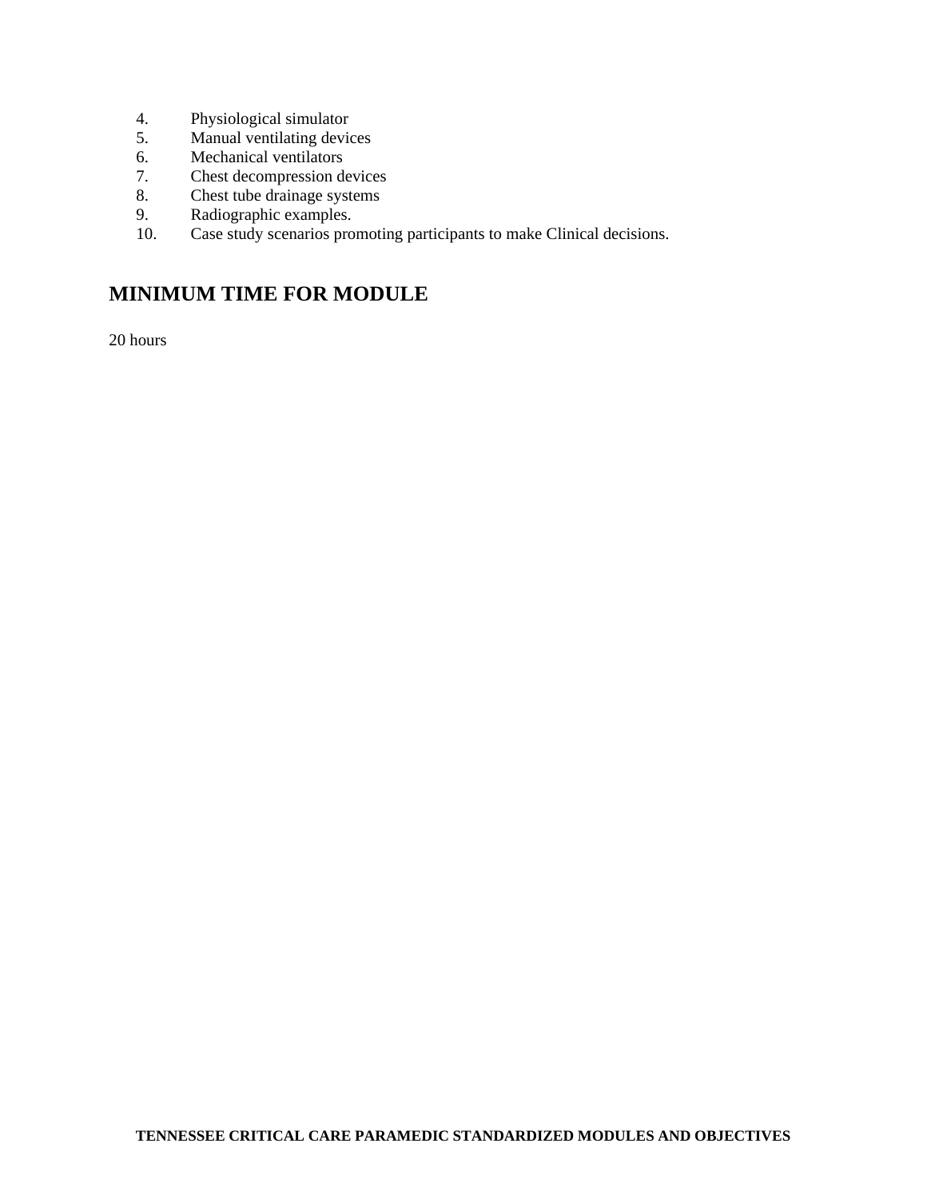4. Physiological simulator
5. Manual ventilating devices
6. Mechanical ventilators
7. Chest decompression devices
8. Chest tube drainage systems
9. Radiographic examples.
10. Case study scenarios promoting participants to make Clinical decisions.

## MINIMUM TIME FOR MODULE

20 hours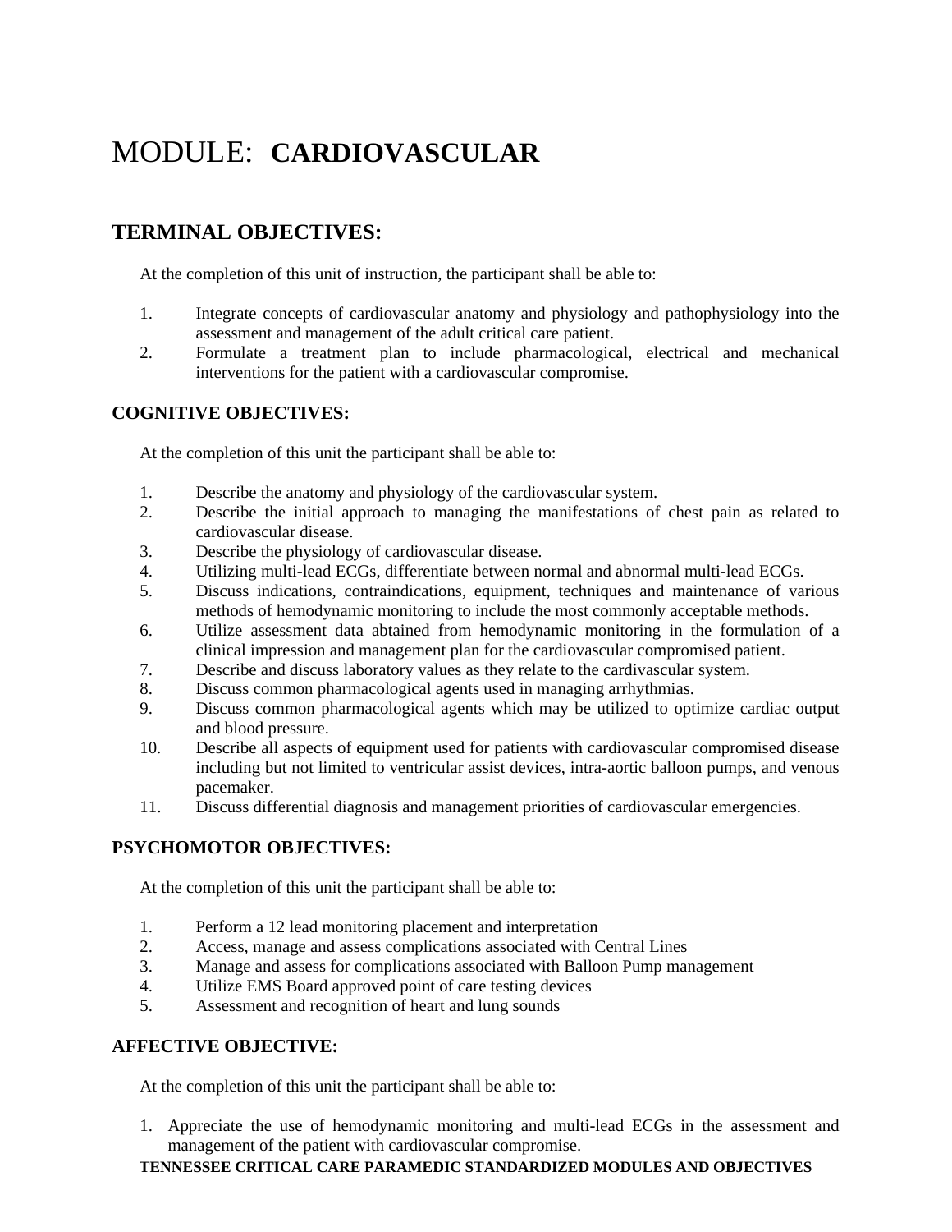# MODULE: **CARDIOVASCULAR**

## TERMINAL OBJECTIVES:

At the completion of this unit of instruction, the participant shall be able to:

1. Integrate concepts of cardiovascular anatomy and physiology and pathophysiology into the assessment and management of the adult critical care patient.
2. Formulate a treatment plan to include pharmacological, electrical and mechanical interventions for the patient with a cardiovascular compromise.

### COGNITIVE OBJECTIVES:

At the completion of this unit the participant shall be able to:

1. Describe the anatomy and physiology of the cardiovascular system.
2. Describe the initial approach to managing the manifestations of chest pain as related to cardiovascular disease.
3. Describe the physiology of cardiovascular disease.
4. Utilizing multi-lead ECGs, differentiate between normal and abnormal multi-lead ECGs.
5. Discuss indications, contraindications, equipment, techniques and maintenance of various methods of hemodynamic monitoring to include the most commonly acceptable methods.
6. Utilize assessment data abtained from hemodynamic monitoring in the formulation of a clinical impression and management plan for the cardiovascular compromised patient.
7. Describe and discuss laboratory values as they relate to the cardivascular system.
8. Discuss common pharmacological agents used in managing arrhythmias.
9. Discuss common pharmacological agents which may be utilized to optimize cardiac output and blood pressure.
10. Describe all aspects of equipment used for patients with cardiovascular compromised disease including but not limited to ventricular assist devices, intra-aortic balloon pumps, and venous pacemaker.
11. Discuss differential diagnosis and management priorities of cardiovascular emergencies.

### PSYCHOMOTOR OBJECTIVES:

At the completion of this unit the participant shall be able to:

1. Perform a 12 lead monitoring placement and interpretation
2. Access, manage and assess complications associated with Central Lines
3. Manage and assess for complications associated with Balloon Pump management
4. Utilize EMS Board approved point of care testing devices
5. Assessment and recognition of heart and lung sounds

### AFFECTIVE OBJECTIVE:

At the completion of this unit the participant shall be able to:

1. Appreciate the use of hemodynamic monitoring and multi-lead ECGs in the assessment and management of the patient with cardiovascular compromise.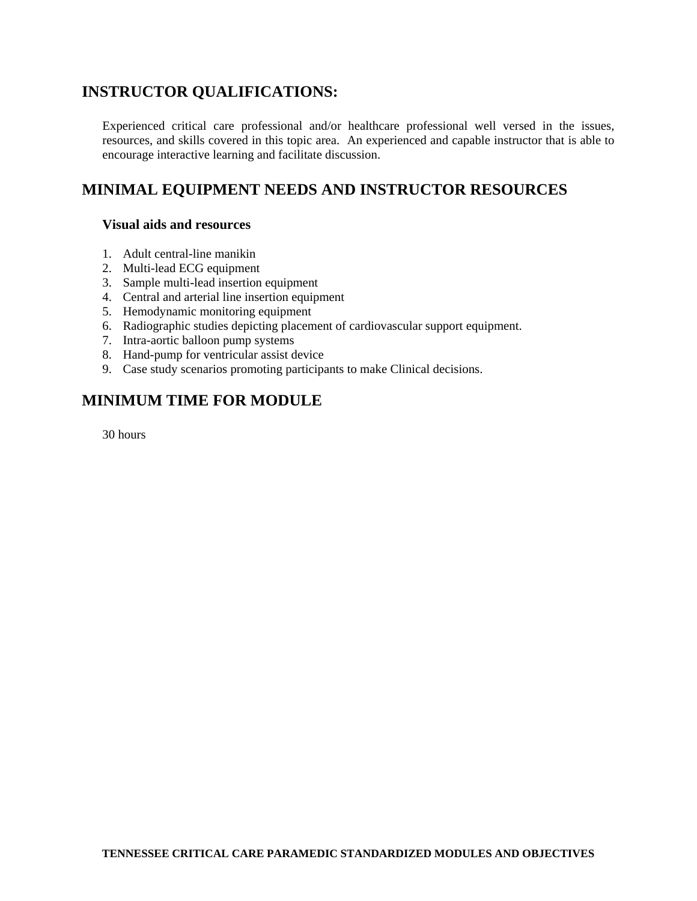## INSTRUCTOR QUALIFICATIONS:

Experienced critical care professional and/or healthcare professional well versed in the issues, resources, and skills covered in this topic area. An experienced and capable instructor that is able to encourage interactive learning and facilitate discussion.

## MINIMAL EQUIPMENT NEEDS AND INSTRUCTOR RESOURCES

### Visual aids and resources

1. Adult central-line manikin
2. Multi-lead ECG equipment
3. Sample multi-lead insertion equipment
4. Central and arterial line insertion equipment
5. Hemodynamic monitoring equipment
6. Radiographic studies depicting placement of cardiovascular support equipment.
7. Intra-aortic balloon pump systems
8. Hand-pump for ventricular assist device
9. Case study scenarios promoting participants to make Clinical decisions.

## MINIMUM TIME FOR MODULE

30 hours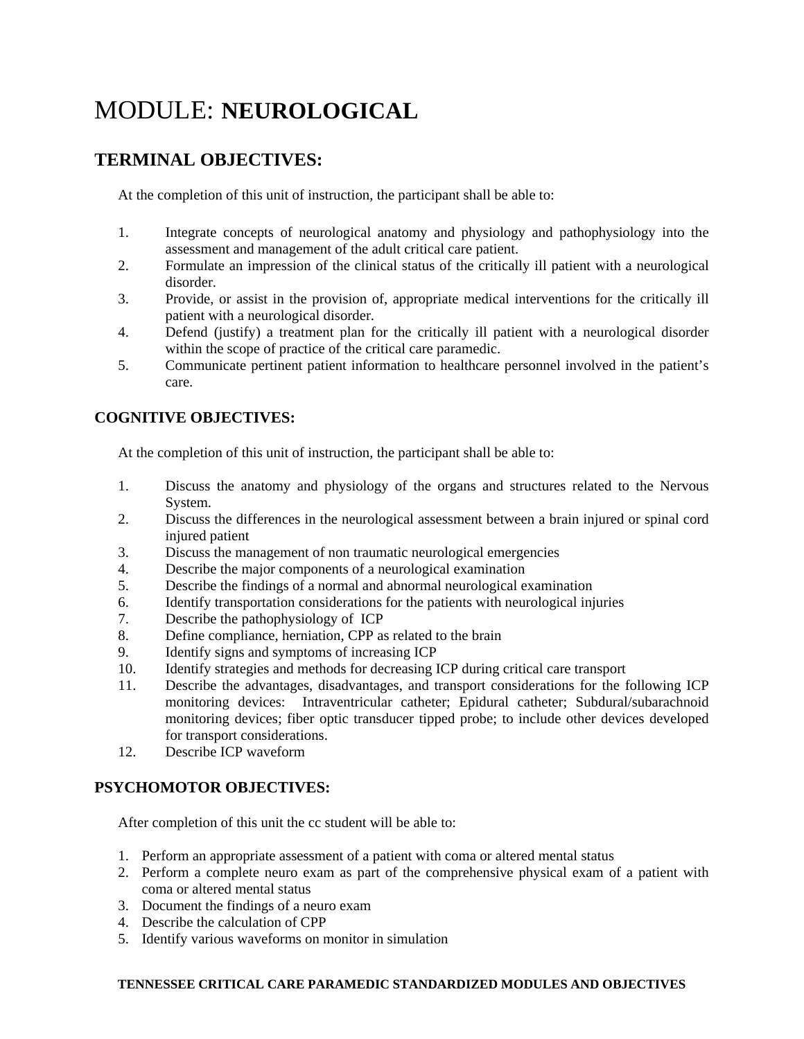# MODULE: NEUROLOGICAL

## TERMINAL OBJECTIVES:

At the completion of this unit of instruction, the participant shall be able to:

1. Integrate concepts of neurological anatomy and physiology and pathophysiology into the assessment and management of the adult critical care patient.
2. Formulate an impression of the clinical status of the critically ill patient with a neurological disorder.
3. Provide, or assist in the provision of, appropriate medical interventions for the critically ill patient with a neurological disorder.
4. Defend (justify) a treatment plan for the critically ill patient with a neurological disorder within the scope of practice of the critical care paramedic.
5. Communicate pertinent patient information to healthcare personnel involved in the patient's care.

### COGNITIVE OBJECTIVES:

At the completion of this unit of instruction, the participant shall be able to:

1. Discuss the anatomy and physiology of the organs and structures related to the Nervous System.
2. Discuss the differences in the neurological assessment between a brain injured or spinal cord injured patient
3. Discuss the management of non traumatic neurological emergencies
4. Describe the major components of a neurological examination
5. Describe the findings of a normal and abnormal neurological examination
6. Identify transportation considerations for the patients with neurological injuries
7. Describe the pathophysiology of ICP
8. Define compliance, herniation, CPP as related to the brain
9. Identify signs and symptoms of increasing ICP
10. Identify strategies and methods for decreasing ICP during critical care transport
11. Describe the advantages, disadvantages, and transport considerations for the following ICP monitoring devices: Intraventricular catheter; Epidural catheter; Subdural/subarachnoid monitoring devices; fiber optic transducer tipped probe; to include other devices developed for transport considerations.
12. Describe ICP waveform

### PSYCHOMOTOR OBJECTIVES:

After completion of this unit the cc student will be able to:

1. Perform an appropriate assessment of a patient with coma or altered mental status
2. Perform a complete neuro exam as part of the comprehensive physical exam of a patient with coma or altered mental status
3. Document the findings of a neuro exam
4. Describe the calculation of CPP
5. Identify various waveforms on monitor in simulation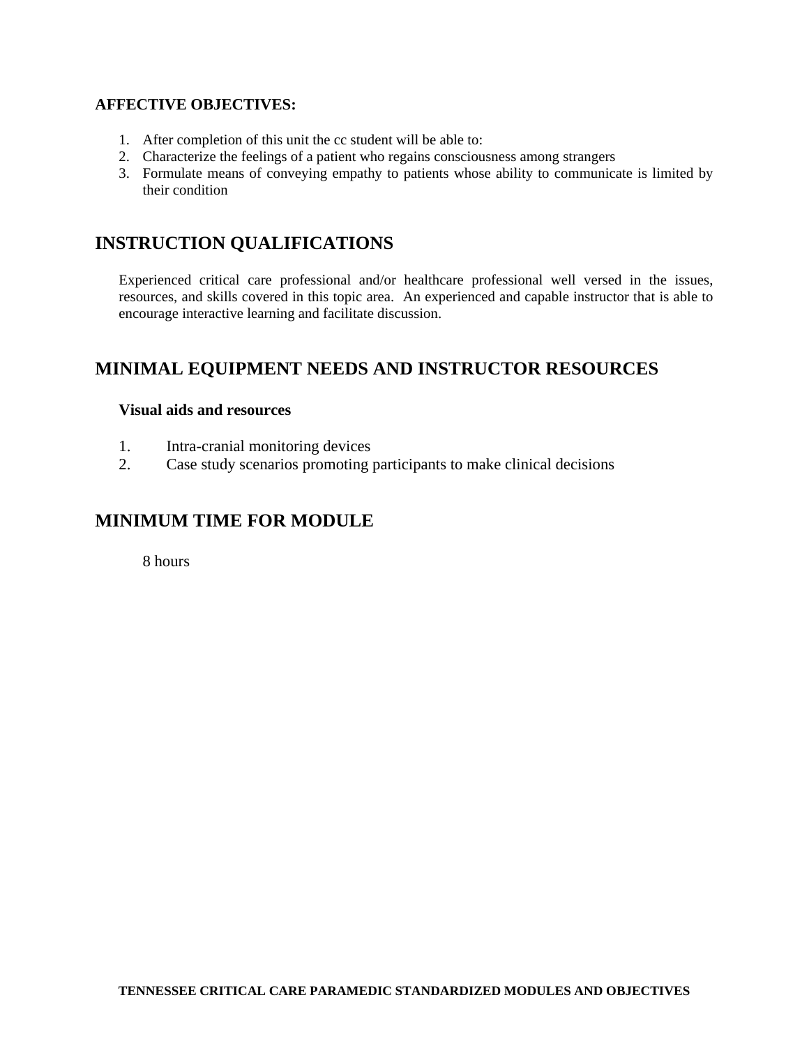**AFFECTIVE OBJECTIVES:**

1. After completion of this unit the cc student will be able to:
2. Characterize the feelings of a patient who regains consciousness among strangers
3. Formulate means of conveying empathy to patients whose ability to communicate is limited by their condition

## INSTRUCTION QUALIFICATIONS

Experienced critical care professional and/or healthcare professional well versed in the issues, resources, and skills covered in this topic area. An experienced and capable instructor that is able to encourage interactive learning and facilitate discussion.

## MINIMAL EQUIPMENT NEEDS AND INSTRUCTOR RESOURCES

**Visual aids and resources**

1. Intra-cranial monitoring devices
2. Case study scenarios promoting participants to make clinical decisions

## MINIMUM TIME FOR MODULE

8 hours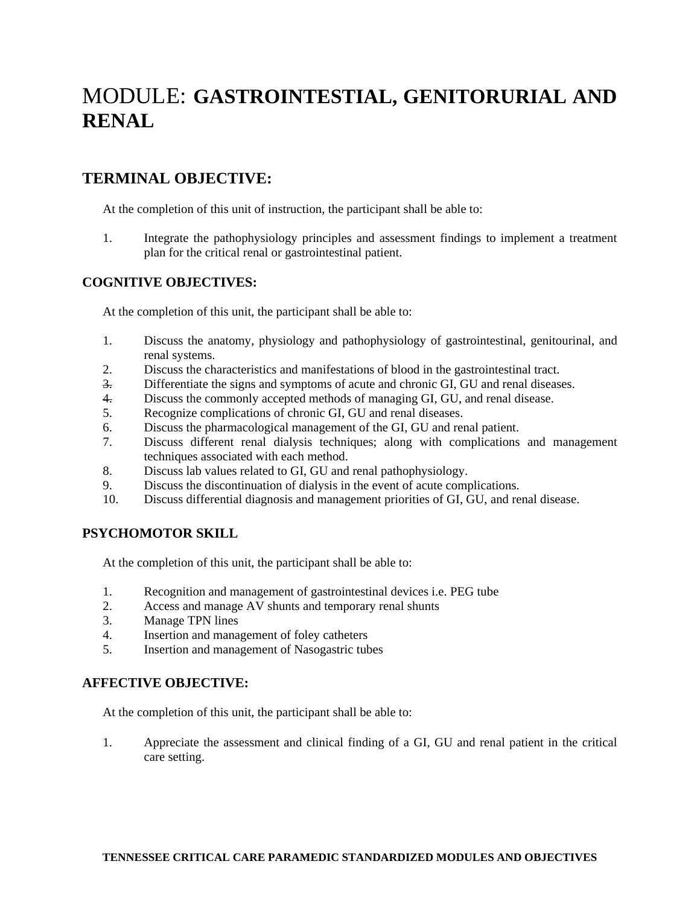# MODULE: GASTROINTESTIAL, GENITORURIAL AND RENAL

## TERMINAL OBJECTIVE:

At the completion of this unit of instruction, the participant shall be able to:

1. Integrate the pathophysiology principles and assessment findings to implement a treatment plan for the critical renal or gastrointestinal patient.

### COGNITIVE OBJECTIVES:

At the completion of this unit, the participant shall be able to:

1. Discuss the anatomy, physiology and pathophysiology of gastrointestinal, genitourinal, and renal systems.
2. Discuss the characteristics and manifestations of blood in the gastrointestinal tract.
3. Differentiate the signs and symptoms of acute and chronic GI, GU and renal diseases.
4. Discuss the commonly accepted methods of managing GI, GU, and renal disease.
5. Recognize complications of chronic GI, GU and renal diseases.
6. Discuss the pharmacological management of the GI, GU and renal patient.
7. Discuss different renal dialysis techniques; along with complications and management techniques associated with each method.
8. Discuss lab values related to GI, GU and renal pathophysiology.
9. Discuss the discontinuation of dialysis in the event of acute complications.
10. Discuss differential diagnosis and management priorities of GI, GU, and renal disease.

### PSYCHOMOTOR SKILL

At the completion of this unit, the participant shall be able to:

1. Recognition and management of gastrointestinal devices i.e. PEG tube
2. Access and manage AV shunts and temporary renal shunts
3. Manage TPN lines
4. Insertion and management of foley catheters
5. Insertion and management of Nasogastric tubes

### AFFECTIVE OBJECTIVE:

At the completion of this unit, the participant shall be able to:

1. Appreciate the assessment and clinical finding of a GI, GU and renal patient in the critical care setting.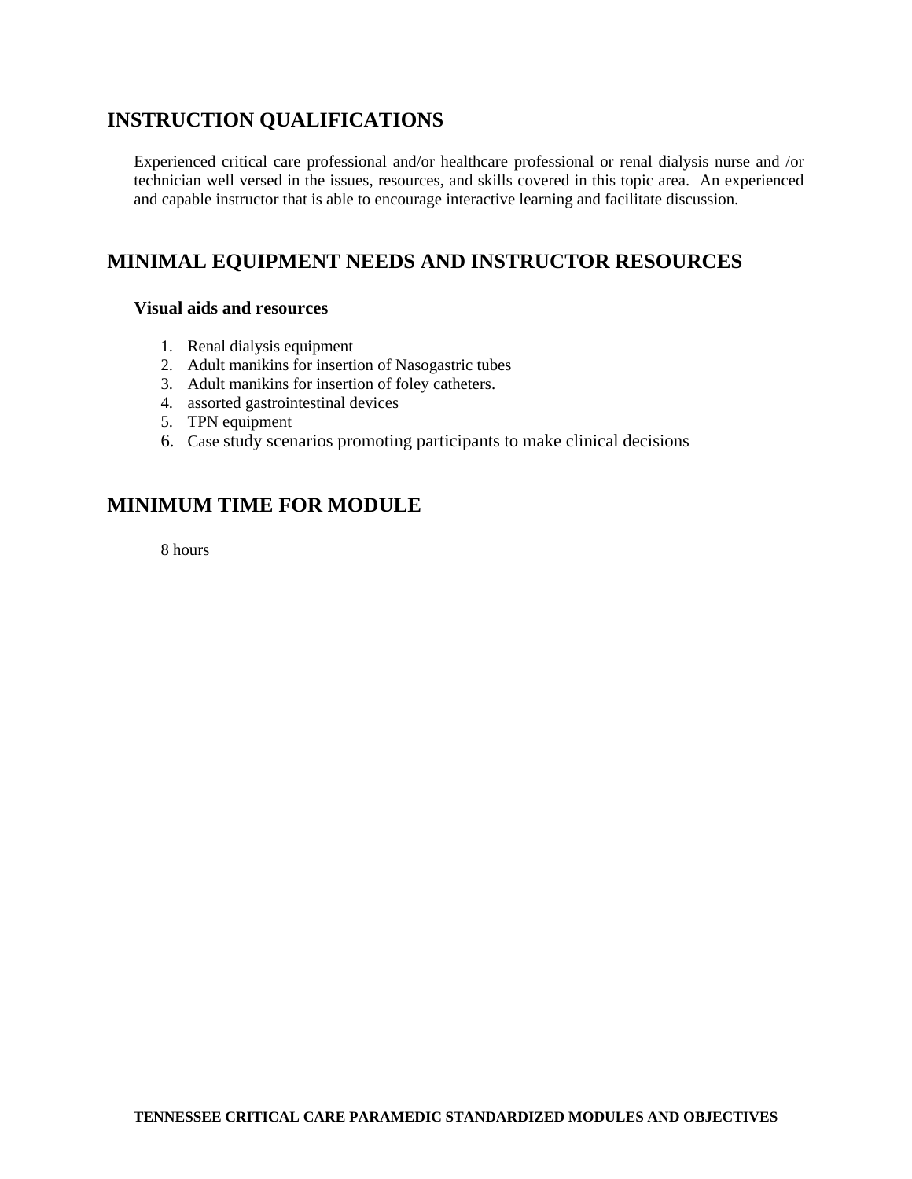## INSTRUCTION QUALIFICATIONS

Experienced critical care professional and/or healthcare professional or renal dialysis nurse and /or technician well versed in the issues, resources, and skills covered in this topic area. An experienced and capable instructor that is able to encourage interactive learning and facilitate discussion.

## MINIMAL EQUIPMENT NEEDS AND INSTRUCTOR RESOURCES

### Visual aids and resources

1. Renal dialysis equipment
2. Adult manikins for insertion of Nasogastric tubes
3. Adult manikins for insertion of foley catheters.
4. assorted gastrointestinal devices
5. TPN equipment
6. Case study scenarios promoting participants to make clinical decisions

## MINIMUM TIME FOR MODULE

8 hours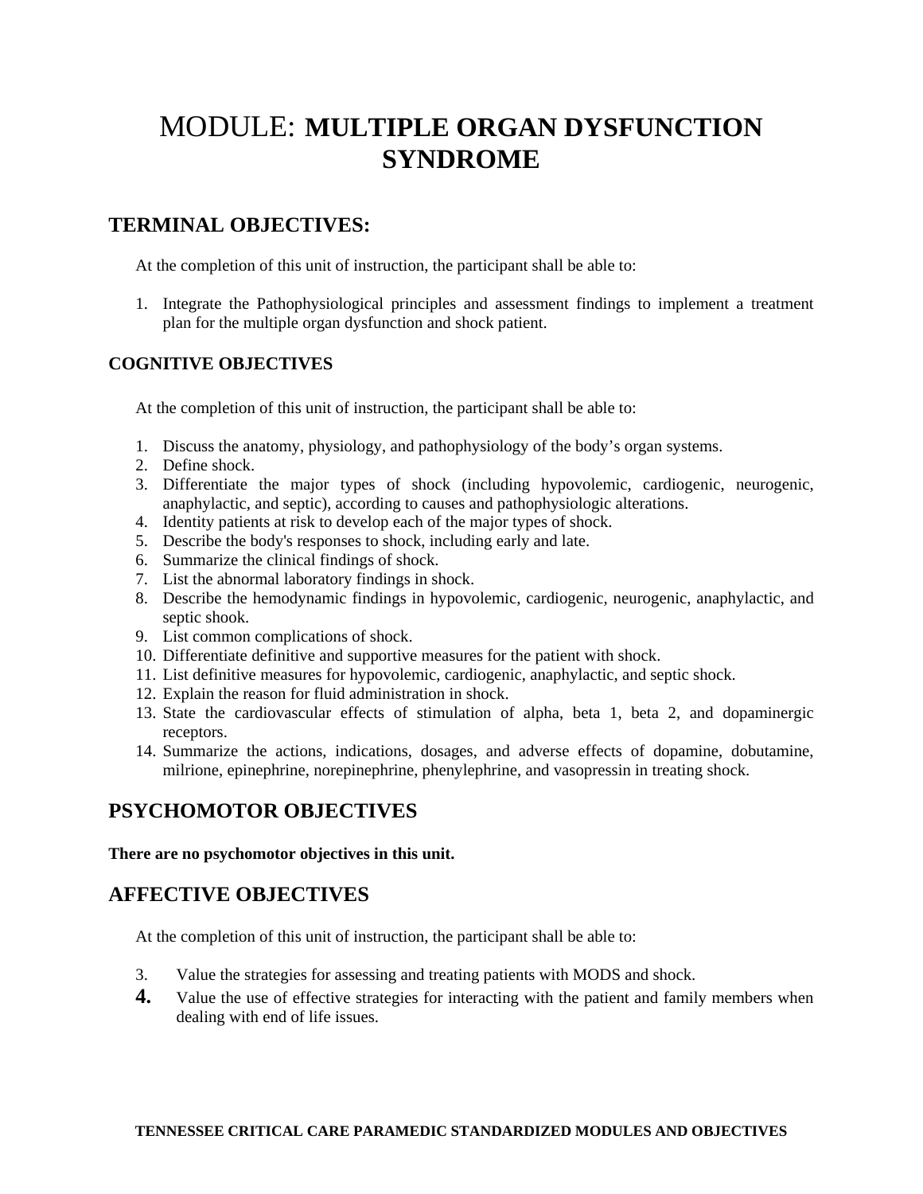# MODULE: MULTIPLE ORGAN DYSFUNCTION SYNDROME

## TERMINAL OBJECTIVES:

At the completion of this unit of instruction, the participant shall be able to:

1. Integrate the Pathophysiological principles and assessment findings to implement a treatment plan for the multiple organ dysfunction and shock patient.

### COGNITIVE OBJECTIVES

At the completion of this unit of instruction, the participant shall be able to:

1. Discuss the anatomy, physiology, and pathophysiology of the body's organ systems.
2. Define shock.
3. Differentiate the major types of shock (including hypovolemic, cardiogenic, neurogenic, anaphylactic, and septic), according to causes and pathophysiologic alterations.
4. Identity patients at risk to develop each of the major types of shock.
5. Describe the body's responses to shock, including early and late.
6. Summarize the clinical findings of shock.
7. List the abnormal laboratory findings in shock.
8. Describe the hemodynamic findings in hypovolemic, cardiogenic, neurogenic, anaphylactic, and septic shook.
9. List common complications of shock.
10. Differentiate definitive and supportive measures for the patient with shock.
11. List definitive measures for hypovolemic, cardiogenic, anaphylactic, and septic shock.
12. Explain the reason for fluid administration in shock.
13. State the cardiovascular effects of stimulation of alpha, beta 1, beta 2, and dopaminergic receptors.
14. Summarize the actions, indications, dosages, and adverse effects of dopamine, dobutamine, milrione, epinephrine, norepinephrine, phenylephrine, and vasopressin in treating shock.

## PSYCHOMOTOR OBJECTIVES

**There are no psychomotor objectives in this unit.**

## AFFECTIVE OBJECTIVES

At the completion of this unit of instruction, the participant shall be able to:

3. Value the strategies for assessing and treating patients with MODS and shock.
4. Value the use of effective strategies for interacting with the patient and family members when dealing with end of life issues.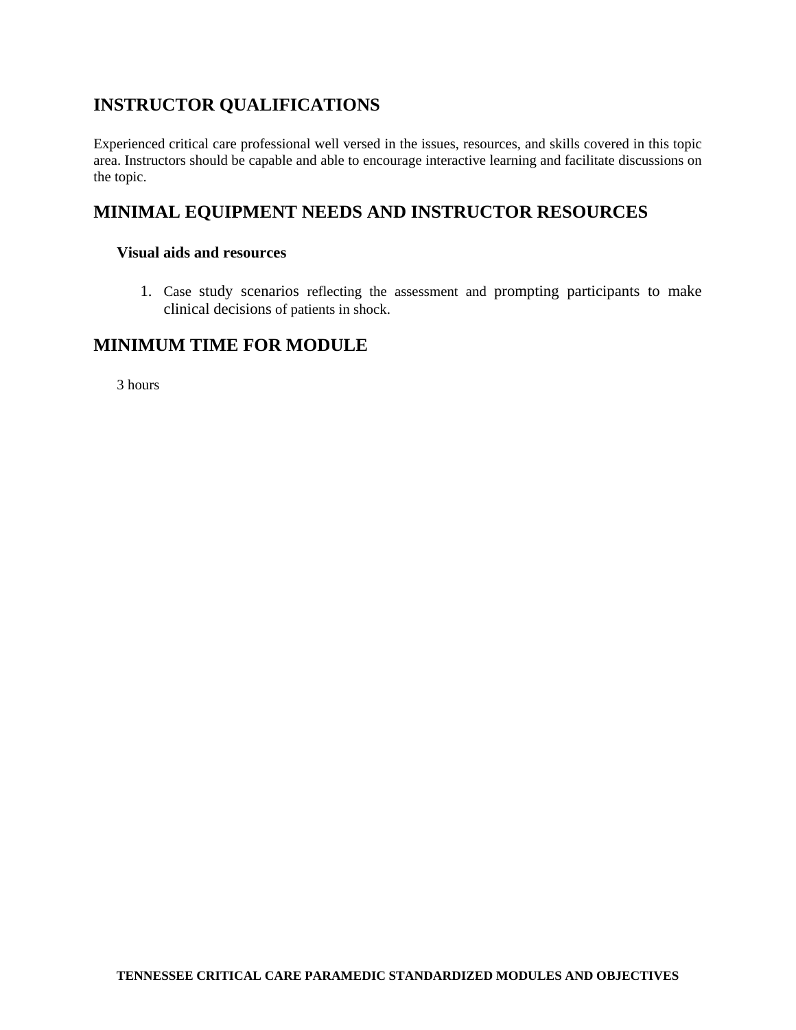## INSTRUCTOR QUALIFICATIONS

Experienced critical care professional well versed in the issues, resources, and skills covered in this topic area. Instructors should be capable and able to encourage interactive learning and facilitate discussions on the topic.

## MINIMAL EQUIPMENT NEEDS AND INSTRUCTOR RESOURCES

### Visual aids and resources

1. Case study scenarios reflecting the assessment and prompting participants to make clinical decisions of patients in shock.

## MINIMUM TIME FOR MODULE

3 hours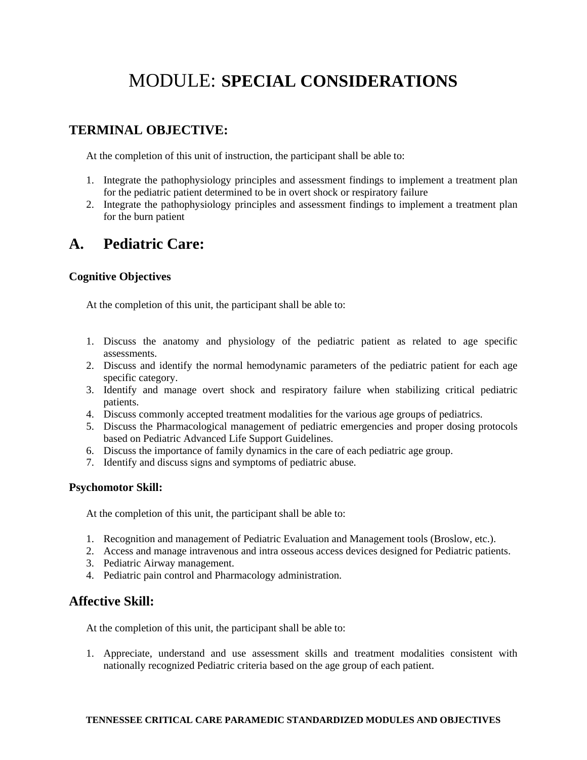# MODULE: **SPECIAL CONSIDERATIONS**

## TERMINAL OBJECTIVE:

At the completion of this unit of instruction, the participant shall be able to:

1. Integrate the pathophysiology principles and assessment findings to implement a treatment plan for the pediatric patient determined to be in overt shock or respiratory failure
2. Integrate the pathophysiology principles and assessment findings to implement a treatment plan for the burn patient

## A. Pediatric Care:

### Cognitive Objectives

At the completion of this unit, the participant shall be able to:

1. Discuss the anatomy and physiology of the pediatric patient as related to age specific assessments.
2. Discuss and identify the normal hemodynamic parameters of the pediatric patient for each age specific category.
3. Identify and manage overt shock and respiratory failure when stabilizing critical pediatric patients.
4. Discuss commonly accepted treatment modalities for the various age groups of pediatrics.
5. Discuss the Pharmacological management of pediatric emergencies and proper dosing protocols based on Pediatric Advanced Life Support Guidelines.
6. Discuss the importance of family dynamics in the care of each pediatric age group.
7. Identify and discuss signs and symptoms of pediatric abuse.

### Psychomotor Skill:

At the completion of this unit, the participant shall be able to:

1. Recognition and management of Pediatric Evaluation and Management tools (Broslow, etc.).
2. Access and manage intravenous and intra osseous access devices designed for Pediatric patients.
3. Pediatric Airway management.
4. Pediatric pain control and Pharmacology administration.

## Affective Skill:

At the completion of this unit, the participant shall be able to:

1. Appreciate, understand and use assessment skills and treatment modalities consistent with nationally recognized Pediatric criteria based on the age group of each patient.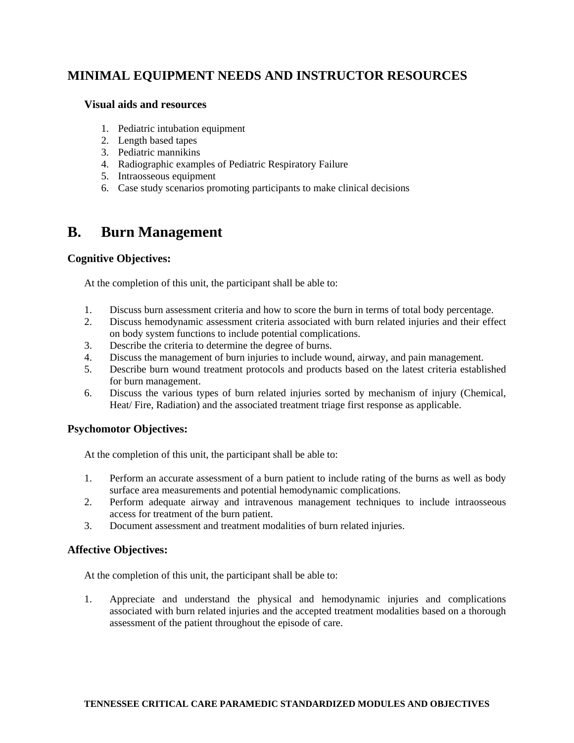## MINIMAL EQUIPMENT NEEDS AND INSTRUCTOR RESOURCES

### Visual aids and resources

1. Pediatric intubation equipment
2. Length based tapes
3. Pediatric mannikins
4. Radiographic examples of Pediatric Respiratory Failure
5. Intraosseous equipment
6. Case study scenarios promoting participants to make clinical decisions

## B. Burn Management

### Cognitive Objectives:

At the completion of this unit, the participant shall be able to:

1. Discuss burn assessment criteria and how to score the burn in terms of total body percentage.
2. Discuss hemodynamic assessment criteria associated with burn related injuries and their effect on body system functions to include potential complications.
3. Describe the criteria to determine the degree of burns.
4. Discuss the management of burn injuries to include wound, airway, and pain management.
5. Describe burn wound treatment protocols and products based on the latest criteria established for burn management.
6. Discuss the various types of burn related injuries sorted by mechanism of injury (Chemical, Heat/ Fire, Radiation) and the associated treatment triage first response as applicable.

### Psychomotor Objectives:

At the completion of this unit, the participant shall be able to:

1. Perform an accurate assessment of a burn patient to include rating of the burns as well as body surface area measurements and potential hemodynamic complications.
2. Perform adequate airway and intravenous management techniques to include intraosseous access for treatment of the burn patient.
3. Document assessment and treatment modalities of burn related injuries.

### Affective Objectives:

At the completion of this unit, the participant shall be able to:

1. Appreciate and understand the physical and hemodynamic injuries and complications associated with burn related injuries and the accepted treatment modalities based on a thorough assessment of the patient throughout the episode of care.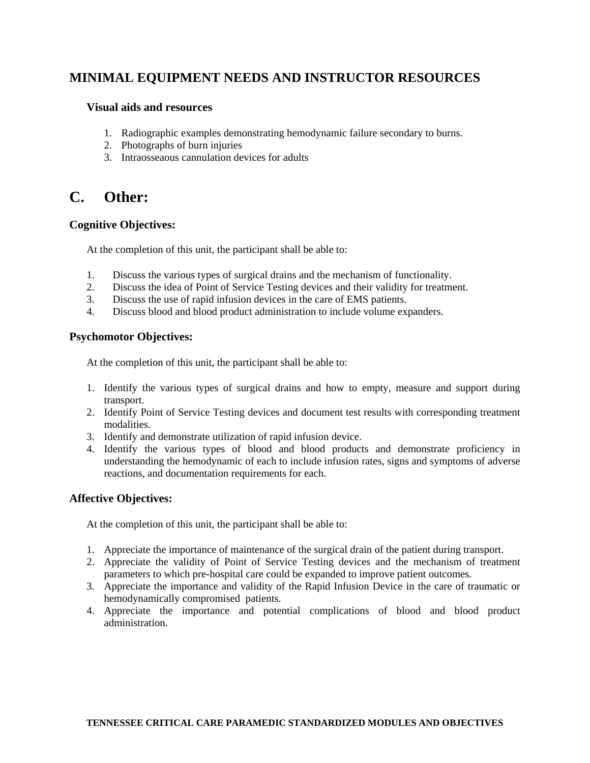## MINIMAL EQUIPMENT NEEDS AND INSTRUCTOR RESOURCES

### Visual aids and resources

1. Radiographic examples demonstrating hemodynamic failure secondary to burns.
2. Photographs of burn injuries
3. Intraosseaous cannulation devices for adults

## C. Other:

### Cognitive Objectives:

At the completion of this unit, the participant shall be able to:

1. Discuss the various types of surgical drains and the mechanism of functionality.
2. Discuss the idea of Point of Service Testing devices and their validity for treatment.
3. Discuss the use of rapid infusion devices in the care of EMS patients.
4. Discuss blood and blood product administration to include volume expanders.

### Psychomotor Objectives:

At the completion of this unit, the participant shall be able to:

1. Identify the various types of surgical drains and how to empty, measure and support during transport.
2. Identify Point of Service Testing devices and document test results with corresponding treatment modalities.
3. Identify and demonstrate utilization of rapid infusion device.
4. Identify the various types of blood and blood products and demonstrate proficiency in understanding the hemodynamic of each to include infusion rates, signs and symptoms of adverse reactions, and documentation requirements for each.

### Affective Objectives:

At the completion of this unit, the participant shall be able to:

1. Appreciate the importance of maintenance of the surgical drain of the patient during transport.
2. Appreciate the validity of Point of Service Testing devices and the mechanism of treatment parameters to which pre-hospital care could be expanded to improve patient outcomes.
3. Appreciate the importance and validity of the Rapid Infusion Device in the care of traumatic or hemodynamically compromised patients.
4. Appreciate the importance and potential complications of blood and blood product administration.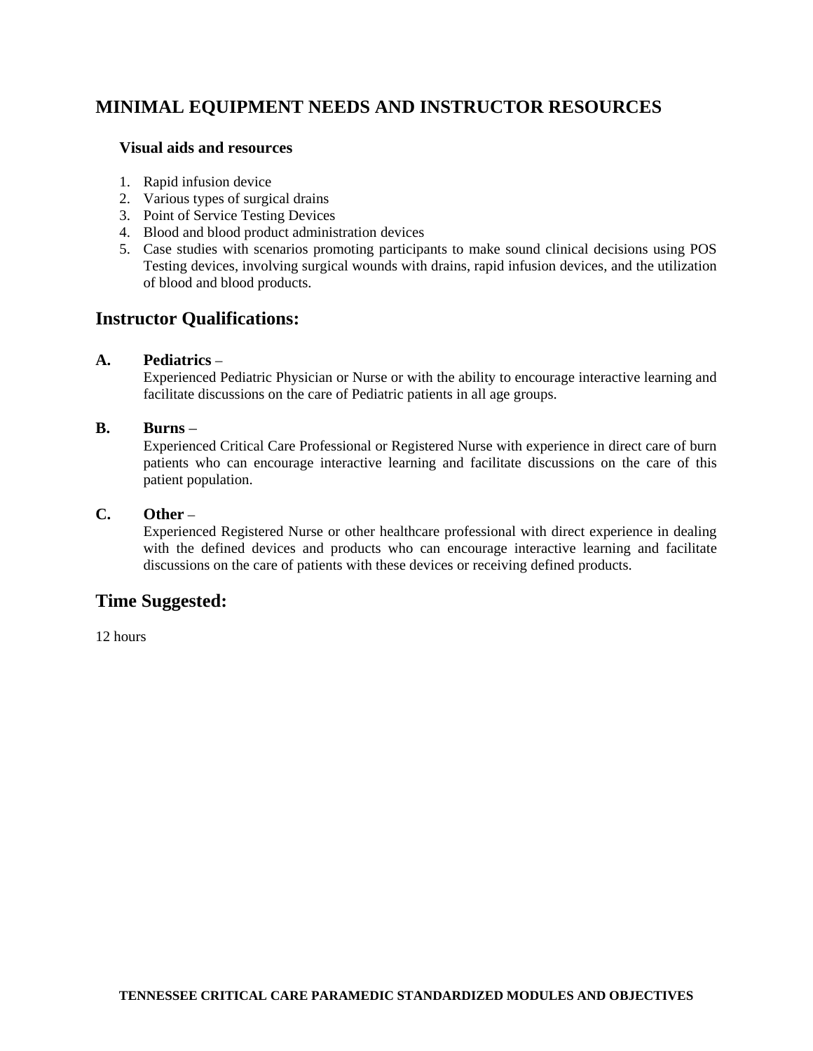## MINIMAL EQUIPMENT NEEDS AND INSTRUCTOR RESOURCES

**Visual aids and resources**

1. Rapid infusion device
2. Various types of surgical drains
3. Point of Service Testing Devices
4. Blood and blood product administration devices
5. Case studies with scenarios promoting participants to make sound clinical decisions using POS Testing devices, involving surgical wounds with drains, rapid infusion devices, and the utilization of blood and blood products.

## Instructor Qualifications:

**A. Pediatrics** –
Experienced Pediatric Physician or Nurse or with the ability to encourage interactive learning and facilitate discussions on the care of Pediatric patients in all age groups.

**B. Burns** –
Experienced Critical Care Professional or Registered Nurse with experience in direct care of burn patients who can encourage interactive learning and facilitate discussions on the care of this patient population.

**C. Other** –
Experienced Registered Nurse or other healthcare professional with direct experience in dealing with the defined devices and products who can encourage interactive learning and facilitate discussions on the care of patients with these devices or receiving defined products.

## Time Suggested:

12 hours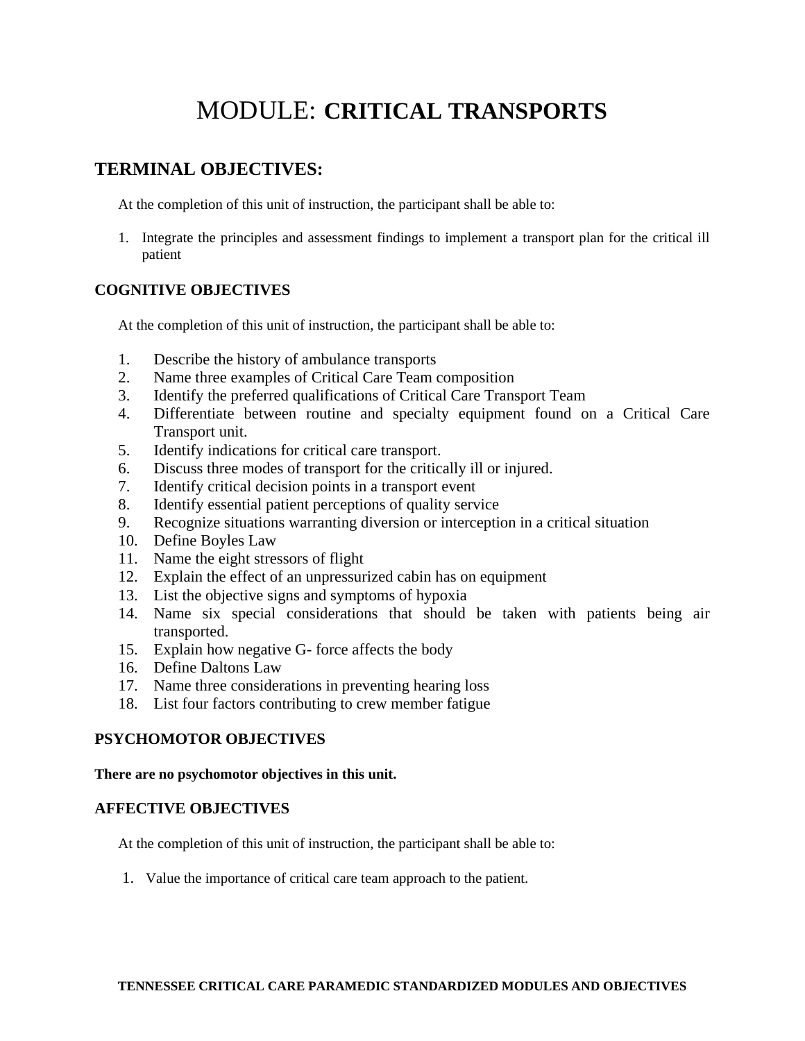# MODULE: **CRITICAL TRANSPORTS**

## TERMINAL OBJECTIVES:

At the completion of this unit of instruction, the participant shall be able to:

1. Integrate the principles and assessment findings to implement a transport plan for the critical ill patient

### COGNITIVE OBJECTIVES

At the completion of this unit of instruction, the participant shall be able to:

1. Describe the history of ambulance transports
2. Name three examples of Critical Care Team composition
3. Identify the preferred qualifications of Critical Care Transport Team
4. Differentiate between routine and specialty equipment found on a Critical Care Transport unit.
5. Identify indications for critical care transport.
6. Discuss three modes of transport for the critically ill or injured.
7. Identify critical decision points in a transport event
8. Identify essential patient perceptions of quality service
9. Recognize situations warranting diversion or interception in a critical situation
10. Define Boyles Law
11. Name the eight stressors of flight
12. Explain the effect of an unpressurized cabin has on equipment
13. List the objective signs and symptoms of hypoxia
14. Name six special considerations that should be taken with patients being air transported.
15. Explain how negative G- force affects the body
16. Define Daltons Law
17. Name three considerations in preventing hearing loss
18. List four factors contributing to crew member fatigue

### PSYCHOMOTOR OBJECTIVES

**There are no psychomotor objectives in this unit.**

### AFFECTIVE OBJECTIVES

At the completion of this unit of instruction, the participant shall be able to:

1. Value the importance of critical care team approach to the patient.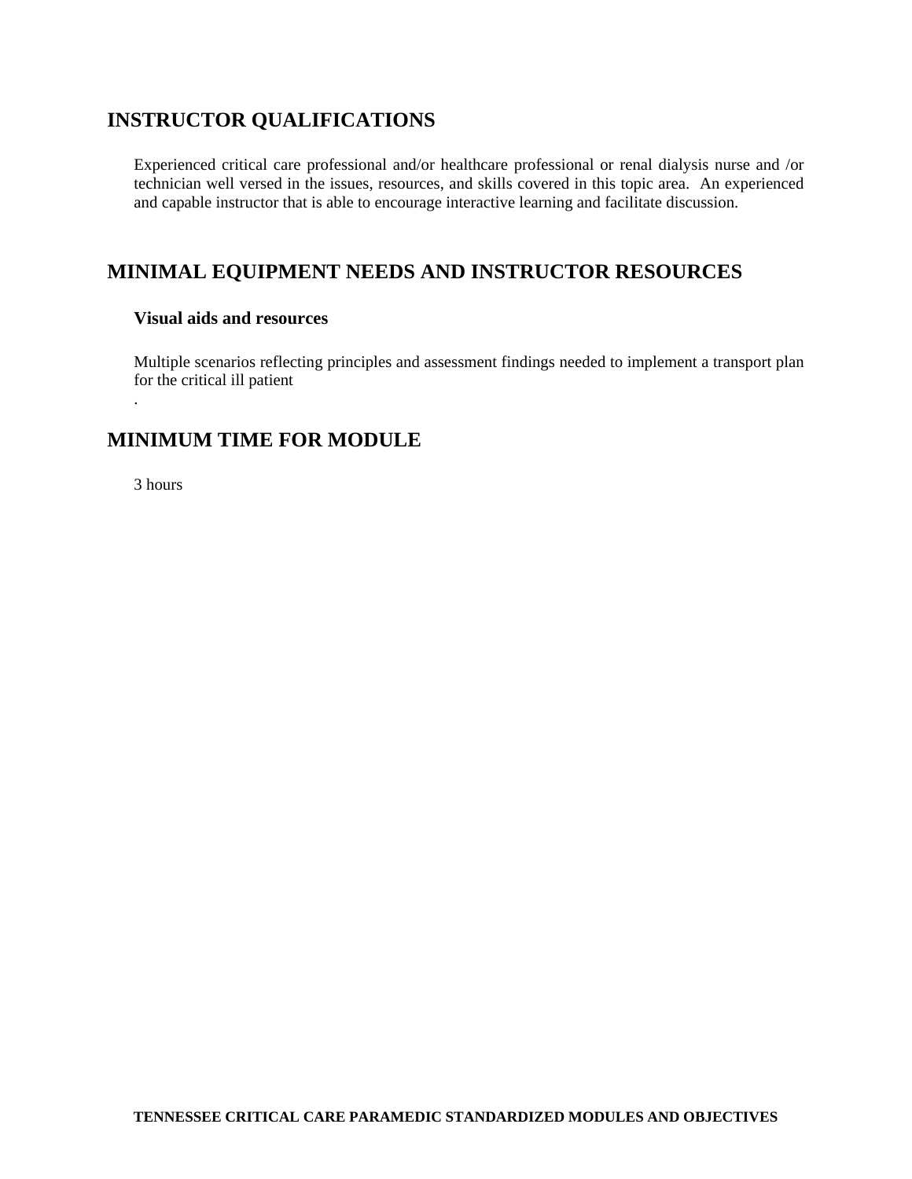## INSTRUCTOR QUALIFICATIONS

Experienced critical care professional and/or healthcare professional or renal dialysis nurse and /or technician well versed in the issues, resources, and skills covered in this topic area. An experienced and capable instructor that is able to encourage interactive learning and facilitate discussion.

## MINIMAL EQUIPMENT NEEDS AND INSTRUCTOR RESOURCES

### Visual aids and resources

Multiple scenarios reflecting principles and assessment findings needed to implement a transport plan for the critical ill patient
.

## MINIMUM TIME FOR MODULE

3 hours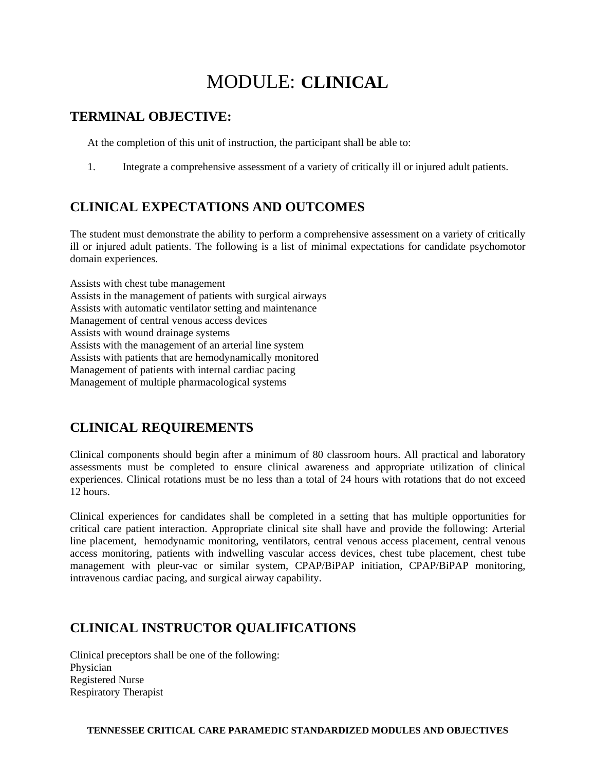# MODULE: **CLINICAL**

## TERMINAL OBJECTIVE:

At the completion of this unit of instruction, the participant shall be able to:

1. Integrate a comprehensive assessment of a variety of critically ill or injured adult patients.

## CLINICAL EXPECTATIONS AND OUTCOMES

The student must demonstrate the ability to perform a comprehensive assessment on a variety of critically ill or injured adult patients. The following is a list of minimal expectations for candidate psychomotor domain experiences.

Assists with chest tube management  
Assists in the management of patients with surgical airways  
Assists with automatic ventilator setting and maintenance  
Management of central venous access devices  
Assists with wound drainage systems  
Assists with the management of an arterial line system  
Assists with patients that are hemodynamically monitored  
Management of patients with internal cardiac pacing  
Management of multiple pharmacological systems

## CLINICAL REQUIREMENTS

Clinical components should begin after a minimum of 80 classroom hours. All practical and laboratory assessments must be completed to ensure clinical awareness and appropriate utilization of clinical experiences. Clinical rotations must be no less than a total of 24 hours with rotations that do not exceed 12 hours.

Clinical experiences for candidates shall be completed in a setting that has multiple opportunities for critical care patient interaction. Appropriate clinical site shall have and provide the following: Arterial line placement, hemodynamic monitoring, ventilators, central venous access placement, central venous access monitoring, patients with indwelling vascular access devices, chest tube placement, chest tube management with pleur-vac or similar system, CPAP/BiPAP initiation, CPAP/BiPAP monitoring, intravenous cardiac pacing, and surgical airway capability.

## CLINICAL INSTRUCTOR QUALIFICATIONS

Clinical preceptors shall be one of the following:  
Physician  
Registered Nurse  
Respiratory Therapist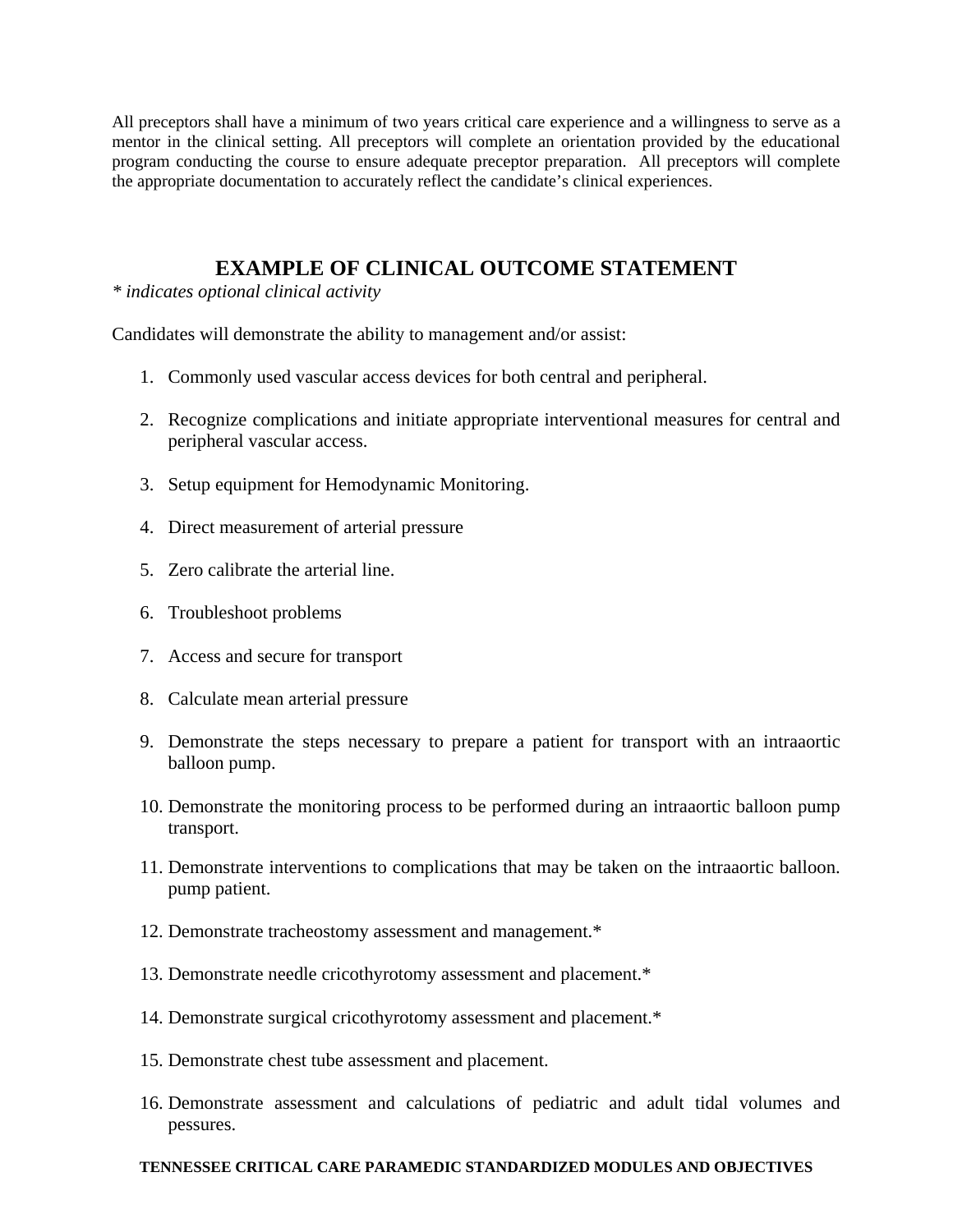All preceptors shall have a minimum of two years critical care experience and a willingness to serve as a mentor in the clinical setting. All preceptors will complete an orientation provided by the educational program conducting the course to ensure adequate preceptor preparation. All preceptors will complete the appropriate documentation to accurately reflect the candidate's clinical experiences.

## EXAMPLE OF CLINICAL OUTCOME STATEMENT

*\* indicates optional clinical activity*

Candidates will demonstrate the ability to management and/or assist:

1. Commonly used vascular access devices for both central and peripheral.
2. Recognize complications and initiate appropriate interventional measures for central and peripheral vascular access.
3. Setup equipment for Hemodynamic Monitoring.
4. Direct measurement of arterial pressure
5. Zero calibrate the arterial line.
6. Troubleshoot problems
7. Access and secure for transport
8. Calculate mean arterial pressure
9. Demonstrate the steps necessary to prepare a patient for transport with an intraaortic balloon pump.
10. Demonstrate the monitoring process to be performed during an intraaortic balloon pump transport.
11. Demonstrate interventions to complications that may be taken on the intraaortic balloon. pump patient.
12. Demonstrate tracheostomy assessment and management.*
13. Demonstrate needle cricothyrotomy assessment and placement.*
14. Demonstrate surgical cricothyrotomy assessment and placement.*
15. Demonstrate chest tube assessment and placement.
16. Demonstrate assessment and calculations of pediatric and adult tidal volumes and pessures.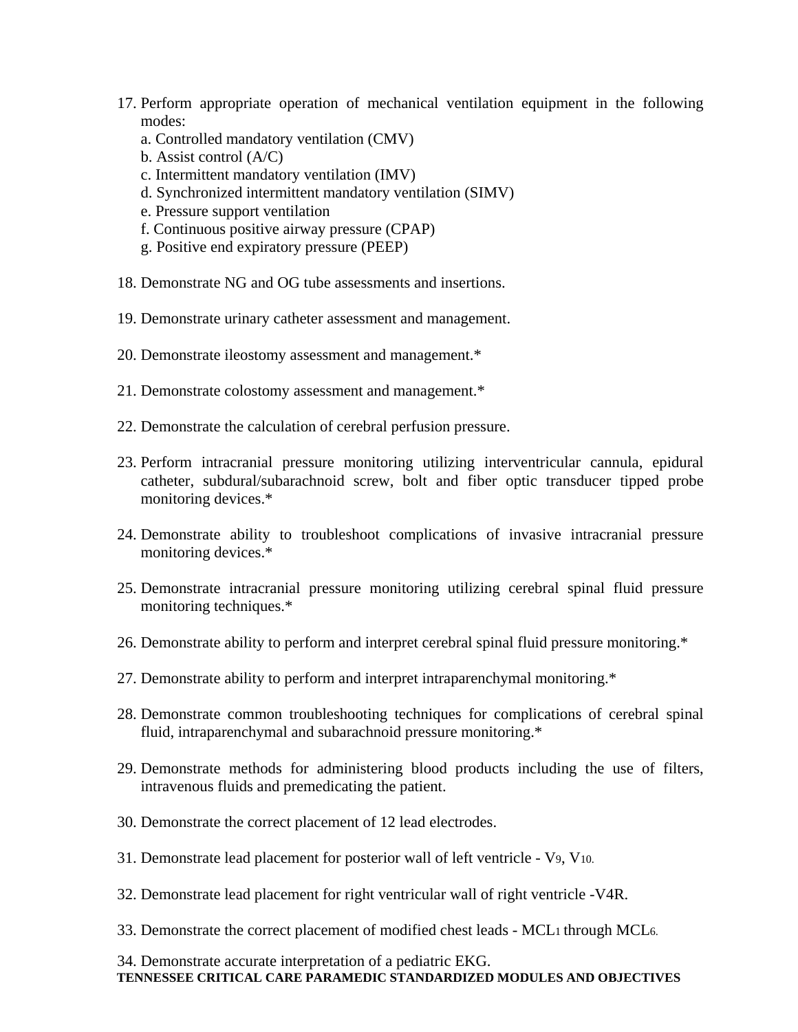17. Perform appropriate operation of mechanical ventilation equipment in the following modes:
    a. Controlled mandatory ventilation (CMV)
    b. Assist control (A/C)
    c. Intermittent mandatory ventilation (IMV)
    d. Synchronized intermittent mandatory ventilation (SIMV)
    e. Pressure support ventilation
    f. Continuous positive airway pressure (CPAP)
    g. Positive end expiratory pressure (PEEP)

18. Demonstrate NG and OG tube assessments and insertions.

19. Demonstrate urinary catheter assessment and management.

20. Demonstrate ileostomy assessment and management.*

21. Demonstrate colostomy assessment and management.*

22. Demonstrate the calculation of cerebral perfusion pressure.

23. Perform intracranial pressure monitoring utilizing interventricular cannula, epidural catheter, subdural/subarachnoid screw, bolt and fiber optic transducer tipped probe monitoring devices.*

24. Demonstrate ability to troubleshoot complications of invasive intracranial pressure monitoring devices.*

25. Demonstrate intracranial pressure monitoring utilizing cerebral spinal fluid pressure monitoring techniques.*

26. Demonstrate ability to perform and interpret cerebral spinal fluid pressure monitoring.*

27. Demonstrate ability to perform and interpret intraparenchymal monitoring.*

28. Demonstrate common troubleshooting techniques for complications of cerebral spinal fluid, intraparenchymal and subarachnoid pressure monitoring.*

29. Demonstrate methods for administering blood products including the use of filters, intravenous fluids and premedicating the patient.

30. Demonstrate the correct placement of 12 lead electrodes.

31. Demonstrate lead placement for posterior wall of left ventricle - $V_9$, $V_{10}$.

32. Demonstrate lead placement for right ventricular wall of right ventricle -V4R.

33. Demonstrate the correct placement of modified chest leads - $MCL_1$ through $MCL_6$.

34. Demonstrate accurate interpretation of a pediatric EKG.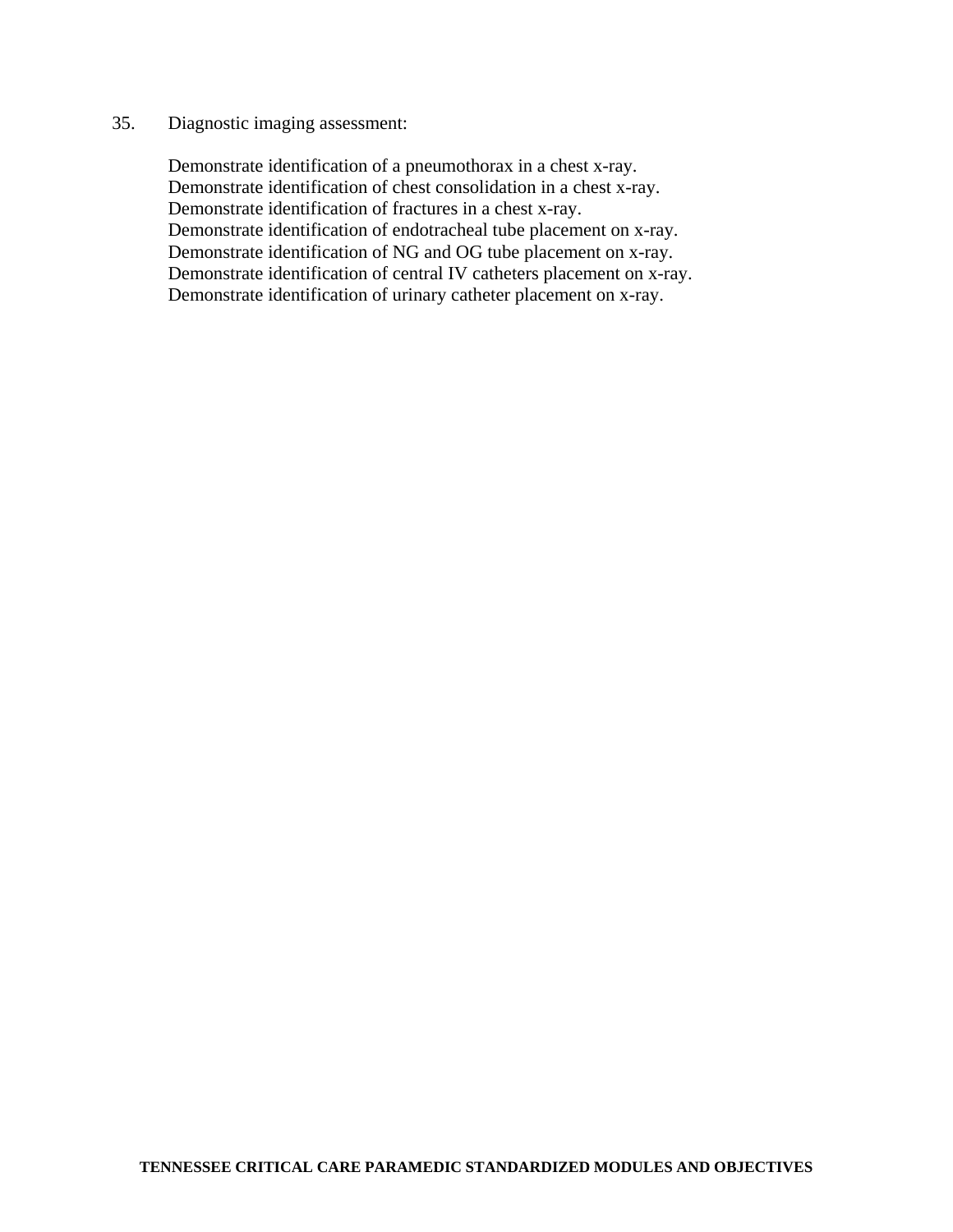35. Diagnostic imaging assessment:

    Demonstrate identification of a pneumothorax in a chest x-ray.
    Demonstrate identification of chest consolidation in a chest x-ray.
    Demonstrate identification of fractures in a chest x-ray.
    Demonstrate identification of endotracheal tube placement on x-ray.
    Demonstrate identification of NG and OG tube placement on x-ray.
    Demonstrate identification of central IV catheters placement on x-ray.
    Demonstrate identification of urinary catheter placement on x-ray.